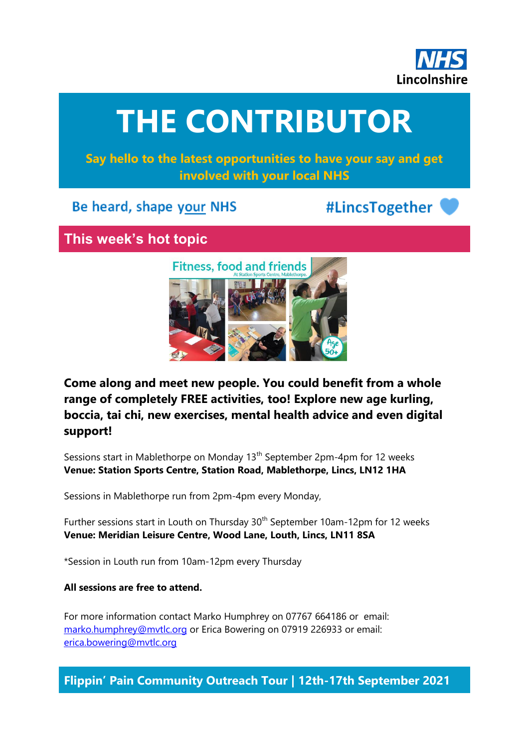NHS Lincolnshire

# THE CONTRIBUTOR

**Say hello to the latest opportunities to have your say and get involved with your local NHS**

Be heard, shape your NHS

#LincsTogether

## This week's hot topic

Fitness, food and friends
At Station Sports Centre, Mablethorpe.
Age 50+

**Come along and meet new people. You could benefit from a whole range of completely FREE activities, too! Explore new age kurling, boccia, tai chi, new exercises, mental health advice and even digital support!**

Sessions start in Mablethorpe on Monday 13th September 2pm-4pm for 12 weeks
**Venue: Station Sports Centre, Station Road, Mablethorpe, Lincs, LN12 1HA**

Sessions in Mablethorpe run from 2pm-4pm every Monday,

Further sessions start in Louth on Thursday 30th September 10am-12pm for 12 weeks
**Venue: Meridian Leisure Centre, Wood Lane, Louth, Lincs, LN11 8SA**

*Session in Louth run from 10am-12pm every Thursday

**All sessions are free to attend.**

For more information contact Marko Humphrey on 07767 664186 or email: marko.humphrey@mvtlc.org or Erica Bowering on 07919 226933 or email: erica.bowering@mvtlc.org

## Flippin' Pain Community Outreach Tour | 12th-17th September 2021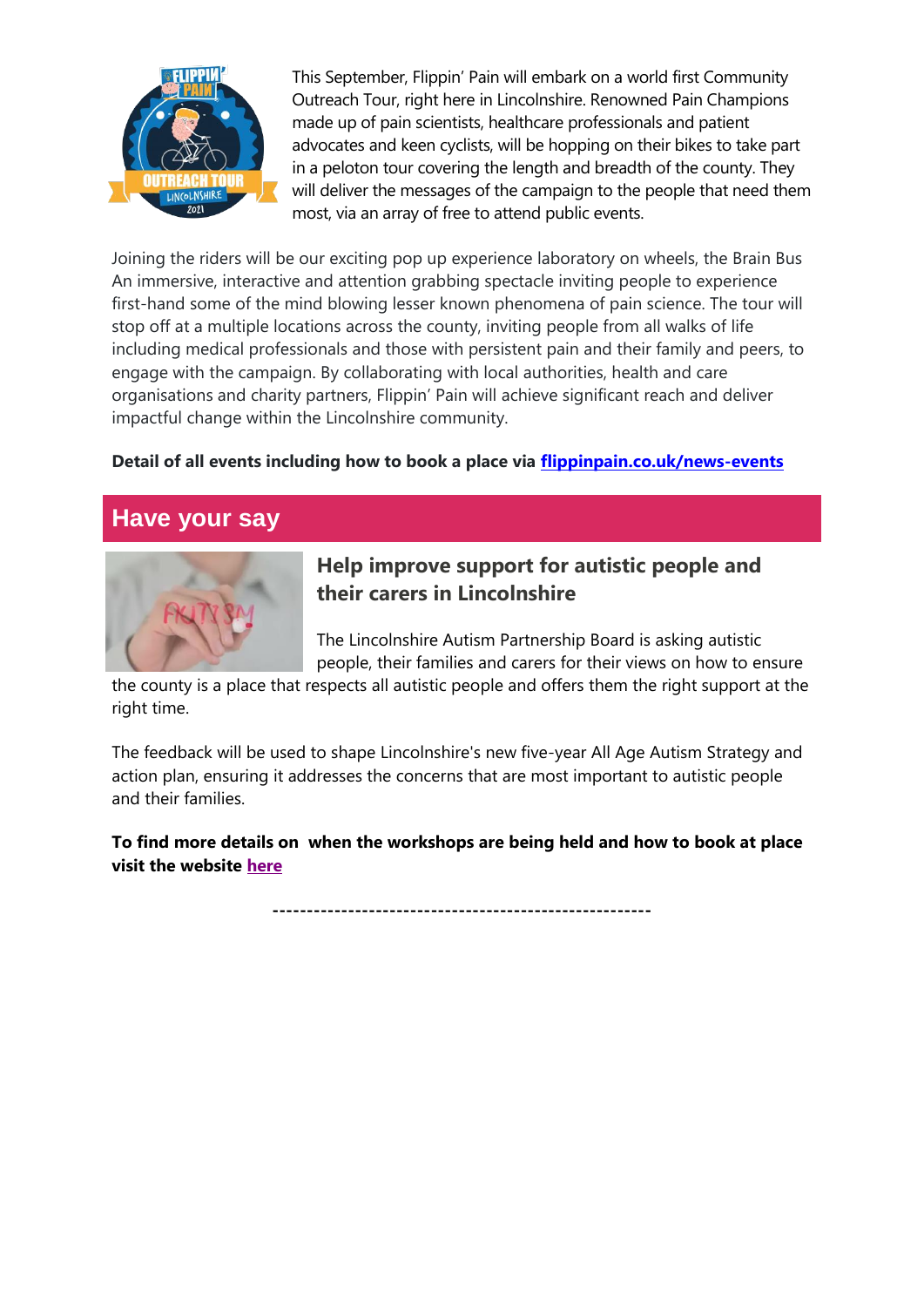This September, Flippin' Pain will embark on a world first Community Outreach Tour, right here in Lincolnshire. Renowned Pain Champions made up of pain scientists, healthcare professionals and patient advocates and keen cyclists, will be hopping on their bikes to take part in a peloton tour covering the length and breadth of the county. They will deliver the messages of the campaign to the people that need them most, via an array of free to attend public events.

Joining the riders will be our exciting pop up experience laboratory on wheels, the Brain Bus An immersive, interactive and attention grabbing spectacle inviting people to experience first-hand some of the mind blowing lesser known phenomena of pain science. The tour will stop off at a multiple locations across the county, inviting people from all walks of life including medical professionals and those with persistent pain and their family and peers, to engage with the campaign. By collaborating with local authorities, health and care organisations and charity partners, Flippin' Pain will achieve significant reach and deliver impactful change within the Lincolnshire community.

**Detail of all events including how to book a place via [flippinpain.co.uk/news-events](flippinpain.co.uk/news-events)**

## Have your say

### Help improve support for autistic people and their carers in Lincolnshire

The Lincolnshire Autism Partnership Board is asking autistic people, their families and carers for their views on how to ensure the county is a place that respects all autistic people and offers them the right support at the right time.

The feedback will be used to shape Lincolnshire's new five-year All Age Autism Strategy and action plan, ensuring it addresses the concerns that are most important to autistic people and their families.

**To find more details on when the workshops are being held and how to book at place visit the website here**

------------------------------------------------------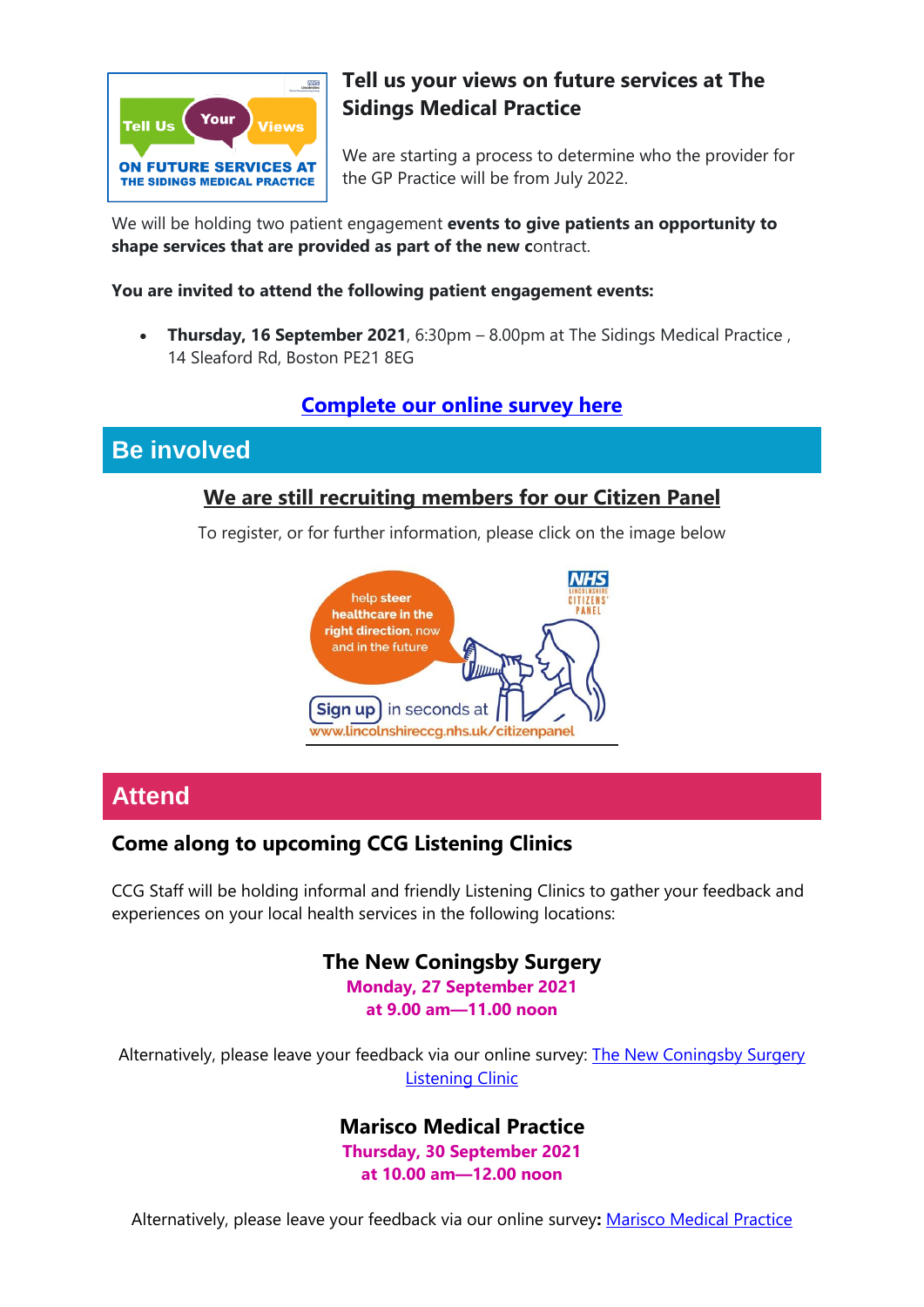## Tell us your views on future services at The Sidings Medical Practice

We are starting a process to determine who the provider for the GP Practice will be from July 2022.

We will be holding two patient engagement **events to give patients an opportunity to shape services that are provided as part of the new c**ontract.

**You are invited to attend the following patient engagement events:**

- **Thursday, 16 September 2021**, 6:30pm – 8.00pm at The Sidings Medical Practice , 14 Sleaford Rd, Boston PE21 8EG

**Complete our online survey here**

# Be involved

**We are still recruiting members for our Citizen Panel**

To register, or for further information, please click on the image below

# Attend

## Come along to upcoming CCG Listening Clinics

CCG Staff will be holding informal and friendly Listening Clinics to gather your feedback and experiences on your local health services in the following locations:

**The New Coningsby Surgery**
**Monday, 27 September 2021**
**at 9.00 am—11.00 noon**

Alternatively, please leave your feedback via our online survey: The New Coningsby Surgery Listening Clinic

**Marisco Medical Practice**
**Thursday, 30 September 2021**
**at 10.00 am—12.00 noon**

Alternatively, please leave your feedback via our online survey**:** Marisco Medical Practice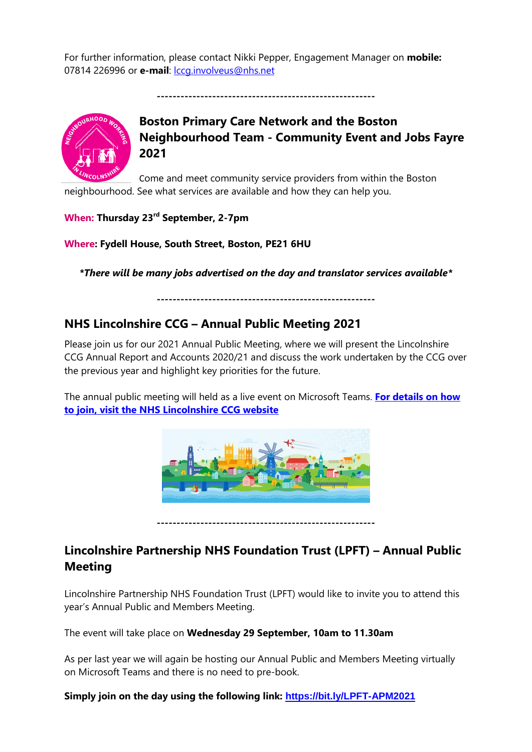For further information, please contact Nikki Pepper, Engagement Manager on **mobile:** 07814 226996 or **e-mail**: lccg.involveus@nhs.net

-------------------------------------------------------

## Boston Primary Care Network and the Boston Neighbourhood Team - Community Event and Jobs Fayre 2021

Come and meet community service providers from within the Boston neighbourhood. See what services are available and how they can help you.

**When: Thursday 23rd September, 2-7pm**

**Where: Fydell House, South Street, Boston, PE21 6HU**

***There will be many jobs advertised on the day and translator services available***

-------------------------------------------------------

## NHS Lincolnshire CCG – Annual Public Meeting 2021

Please join us for our 2021 Annual Public Meeting, where we will present the Lincolnshire CCG Annual Report and Accounts 2020/21 and discuss the work undertaken by the CCG over the previous year and highlight key priorities for the future.

The annual public meeting will held as a live event on Microsoft Teams. **For details on how to join, visit the NHS Lincolnshire CCG website**

-------------------------------------------------------

## Lincolnshire Partnership NHS Foundation Trust (LPFT) – Annual Public Meeting

Lincolnshire Partnership NHS Foundation Trust (LPFT) would like to invite you to attend this year's Annual Public and Members Meeting.

The event will take place on **Wednesday 29 September, 10am to 11.30am**

As per last year we will again be hosting our Annual Public and Members Meeting virtually on Microsoft Teams and there is no need to pre-book.

**Simply join on the day using the following link: https://bit.ly/LPFT-APM2021**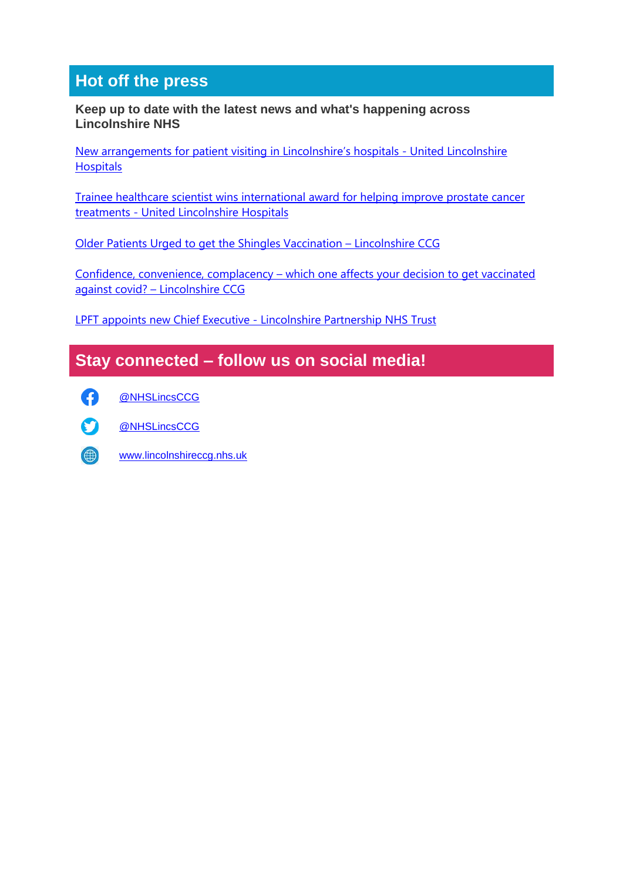## Hot off the press

**Keep up to date with the latest news and what's happening across Lincolnshire NHS**

New arrangements for patient visiting in Lincolnshire's hospitals - United Lincolnshire Hospitals

Trainee healthcare scientist wins international award for helping improve prostate cancer treatments - United Lincolnshire Hospitals

Older Patients Urged to get the Shingles Vaccination – Lincolnshire CCG

Confidence, convenience, complacency – which one affects your decision to get vaccinated against covid? – Lincolnshire CCG

LPFT appoints new Chief Executive - Lincolnshire Partnership NHS Trust

## Stay connected – follow us on social media!

@NHSLincsCCG

@NHSLincsCCG

www.lincolnshireccg.nhs.uk